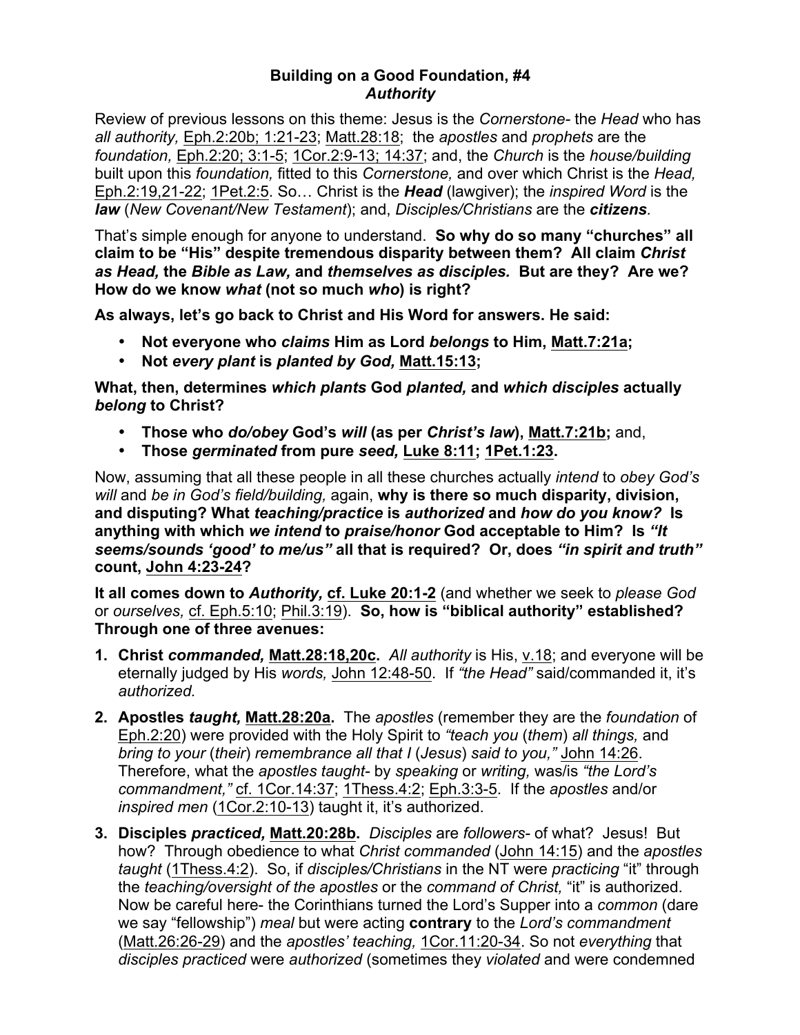**Building on a Good Foundation, #4**
***Authority***

Review of previous lessons on this theme: Jesus is the *Cornerstone*- the *Head* who has *all authority,* Eph.2:20b; 1:21-23; Matt.28:18; the *apostles* and *prophets* are the *foundation,* Eph.2:20; 3:1-5; 1Cor.2:9-13; 14:37; and, the *Church* is the *house/building* built upon this *foundation,* fitted to this *Cornerstone,* and over which Christ is the *Head,* Eph.2:19,21-22; 1Pet.2:5. So… Christ is the ***Head*** (lawgiver); the *inspired Word* is the ***law*** (*New Covenant/New Testament*); and, *Disciples/Christians* are the ***citizens****.*

That's simple enough for anyone to understand. **So why do so many "churches" all claim to be "His" despite tremendous disparity between them? All claim *Christ as Head,* the *Bible as Law,* and *themselves as disciples.* But are they? Are we? How do we know *what* (not so much *who*) is right?**

**As always, let's go back to Christ and His Word for answers. He said:**

- **Not everyone who *claims* Him as Lord *belongs* to Him, Matt.7:21a;**
- **Not *every plant* is *planted by God,* Matt.15:13;**

**What, then, determines *which plants* God *planted,* and *which disciples* actually *belong* to Christ?**

- **Those who *do/obey* God's *will* (as per *Christ's law*), Matt.7:21b;** and,
- **Those *germinated* from pure *seed,* Luke 8:11; 1Pet.1:23.**

Now, assuming that all these people in all these churches actually *intend* to *obey God's will* and *be in God's field/building,* again, **why is there so much disparity, division, and disputing? What *teaching/practice* is *authorized* and *how do you know?* Is anything with which *we intend* to *praise/honor* God acceptable to Him? Is *"It seems/sounds 'good' to me/us"* all that is required? Or, does *"in spirit and truth"* count, John 4:23-24?**

**It all comes down to *Authority,* cf. Luke 20:1-2** (and whether we seek to *please God* or *ourselves,* cf. Eph.5:10; Phil.3:19). **So, how is "biblical authority" established? Through one of three avenues:**

1. **Christ *commanded,* Matt.28:18,20c.** *All authority* is His, v.18; and everyone will be eternally judged by His *words,* John 12:48-50. If *"the Head"* said/commanded it, it's *authorized.*
2. **Apostles *taught,* Matt.28:20a.** The *apostles* (remember they are the *foundation* of Eph.2:20) were provided with the Holy Spirit to *"teach you* (*them*) *all things,* and *bring to your* (*their*) *remembrance all that I* (*Jesus*) *said to you,"* John 14:26. Therefore, what the *apostles taught*- by *speaking* or *writing,* was/is *"the Lord's commandment,"* cf. 1Cor.14:37; 1Thess.4:2; Eph.3:3-5. If the *apostles* and/or *inspired men* (1Cor.2:10-13) taught it, it's authorized.
3. **Disciples *practiced,* Matt.20:28b.** *Disciples* are *followers*- of what? Jesus! But how? Through obedience to what *Christ commanded* (John 14:15) and the *apostles taught* (1Thess.4:2). So, if *disciples/Christians* in the NT were *practicing* "it" through the *teaching/oversight of the apostles* or the *command of Christ,* "it" is authorized. Now be careful here- the Corinthians turned the Lord's Supper into a *common* (dare we say "fellowship") *meal* but were acting **contrary** to the *Lord's commandment* (Matt.26:26-29) and the *apostles' teaching,* 1Cor.11:20-34. So not *everything* that *disciples practiced* were *authorized* (sometimes they *violated* and were condemned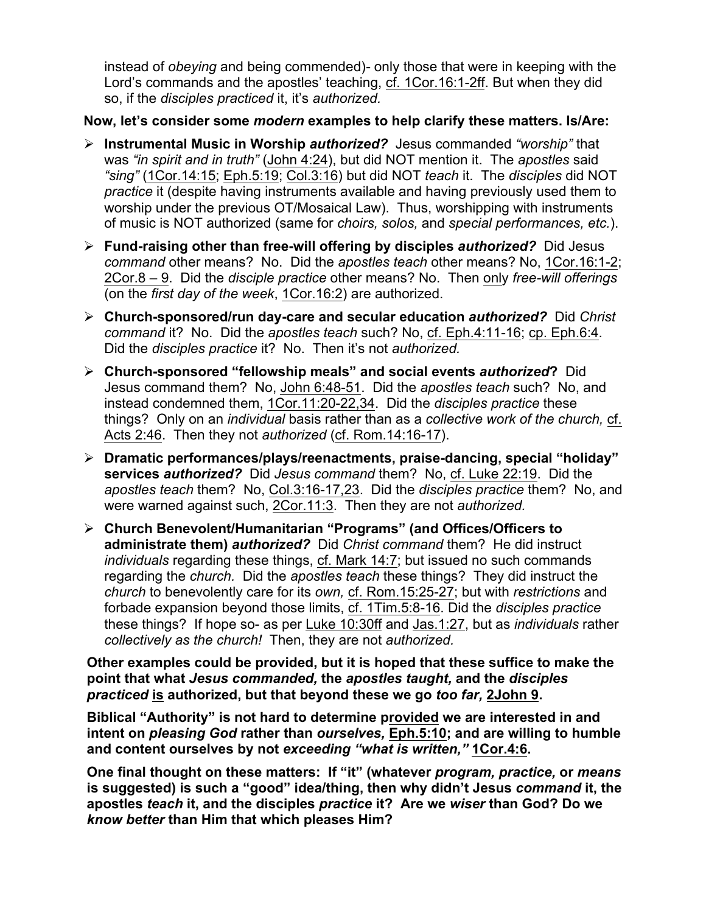instead of *obeying* and being commended)- only those that were in keeping with the Lord's commands and the apostles' teaching, cf. 1Cor.16:1-2ff. But when they did so, if the *disciples practiced* it, it's *authorized.*

**Now, let's consider some *modern* examples to help clarify these matters. Is/Are:**

- **Instrumental Music in Worship *authorized?*** Jesus commanded *"worship"* that was *"in spirit and in truth"* (John 4:24), but did NOT mention it. The *apostles* said *"sing"* (1Cor.14:15; Eph.5:19; Col.3:16) but did NOT *teach* it. The *disciples* did NOT *practice* it (despite having instruments available and having previously used them to worship under the previous OT/Mosaical Law). Thus, worshipping with instruments of music is NOT authorized (same for *choirs, solos,* and *special performances, etc.*).
- **Fund-raising other than free-will offering by disciples *authorized?*** Did Jesus *command* other means? No. Did the *apostles teach* other means? No, 1Cor.16:1-2; 2Cor.8 – 9. Did the *disciple practice* other means? No. Then only *free-will offerings* (on the *first day of the week*, 1Cor.16:2) are authorized.
- **Church-sponsored/run day-care and secular education *authorized?*** Did *Christ command* it? No. Did the *apostles teach* such? No, cf. Eph.4:11-16; cp. Eph.6:4. Did the *disciples practice* it? No. Then it's not *authorized.*
- **Church-sponsored "fellowship meals" and social events *authorized*?** Did Jesus command them? No, John 6:48-51. Did the *apostles teach* such? No, and instead condemned them, 1Cor.11:20-22,34. Did the *disciples practice* these things? Only on an *individual* basis rather than as a *collective work of the church,* cf. Acts 2:46. Then they not *authorized* (cf. Rom.14:16-17).
- **Dramatic performances/plays/reenactments, praise-dancing, special "holiday" services *authorized?*** Did *Jesus command* them? No, cf. Luke 22:19. Did the *apostles teach* them? No, Col.3:16-17,23. Did the *disciples practice* them? No, and were warned against such, 2Cor.11:3. Then they are not *authorized.*
- **Church Benevolent/Humanitarian "Programs" (and Offices/Officers to administrate them) *authorized?*** Did *Christ command* them? He did instruct *individuals* regarding these things, cf. Mark 14:7; but issued no such commands regarding the *church.* Did the *apostles teach* these things? They did instruct the *church* to benevolently care for its *own,* cf. Rom.15:25-27; but with *restrictions* and forbade expansion beyond those limits, cf. 1Tim.5:8-16. Did the *disciples practice* these things? If hope so- as per Luke 10:30ff and Jas.1:27, but as *individuals* rather *collectively as the church!* Then, they are not *authorized.*

**Other examples could be provided, but it is hoped that these suffice to make the point that what *Jesus commanded,* the *apostles taught,* and the *disciples practiced* is authorized, but that beyond these we go *too far,* 2John 9.**

**Biblical "Authority" is not hard to determine provided we are interested in and intent on *pleasing God* rather than *ourselves,* Eph.5:10; and are willing to humble and content ourselves by not *exceeding "what is written,"* 1Cor.4:6.**

**One final thought on these matters: If "it" (whatever *program, practice,* or *means* is suggested) is such a "good" idea/thing, then why didn't Jesus *command* it, the apostles *teach* it, and the disciples *practice* it? Are we *wiser* than God? Do we *know better* than Him that which pleases Him?**